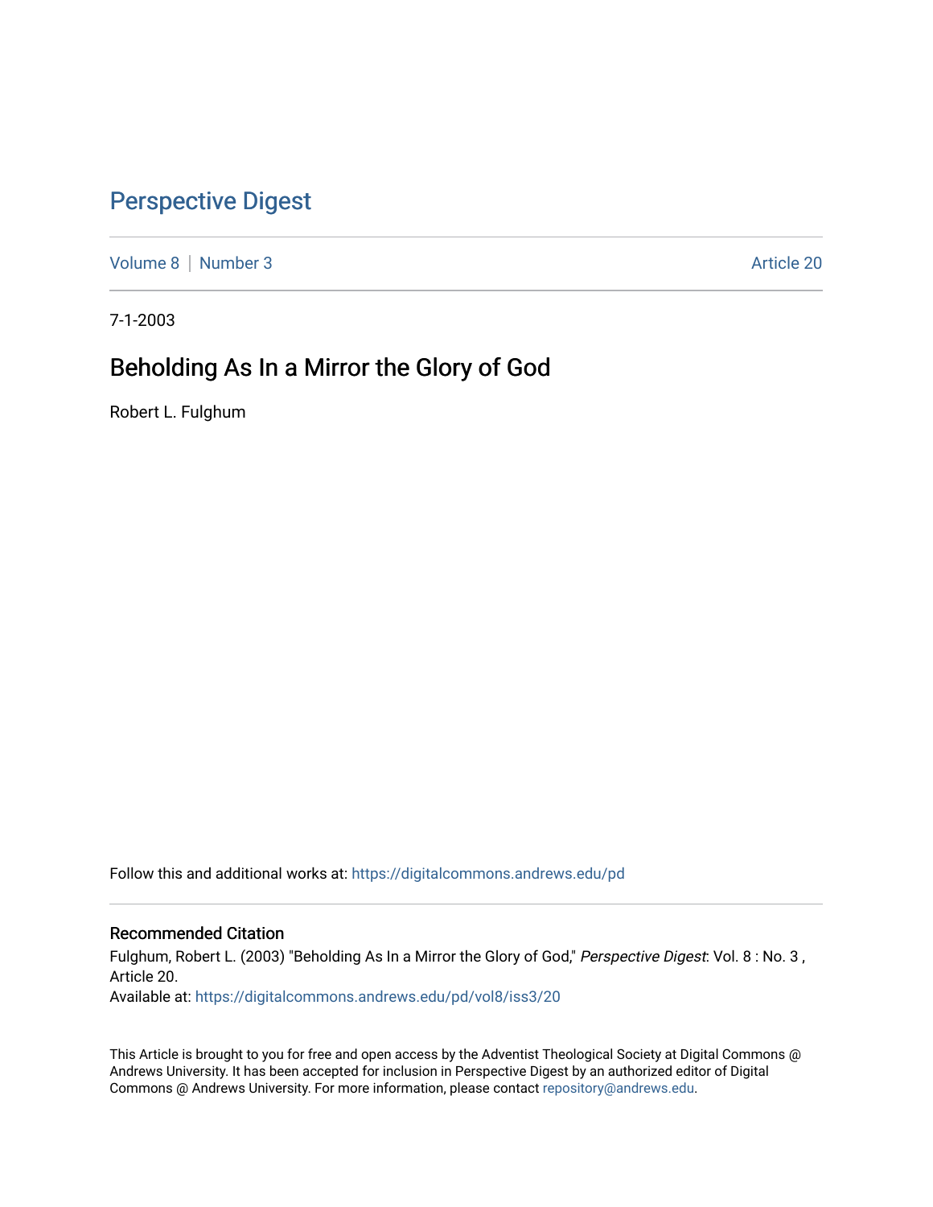# Perspective Digest

Volume 8 | Number 3 Article 20

7-1-2003

## Beholding As In a Mirror the Glory of God

Robert L. Fulghum

Follow this and additional works at: https://digitalcommons.andrews.edu/pd

### Recommended Citation

Fulghum, Robert L. (2003) "Beholding As In a Mirror the Glory of God," *Perspective Digest*: Vol. 8 : No. 3 , Article 20.

Available at: https://digitalcommons.andrews.edu/pd/vol8/iss3/20

This Article is brought to you for free and open access by the Adventist Theological Society at Digital Commons @ Andrews University. It has been accepted for inclusion in Perspective Digest by an authorized editor of Digital Commons @ Andrews University. For more information, please contact repository@andrews.edu.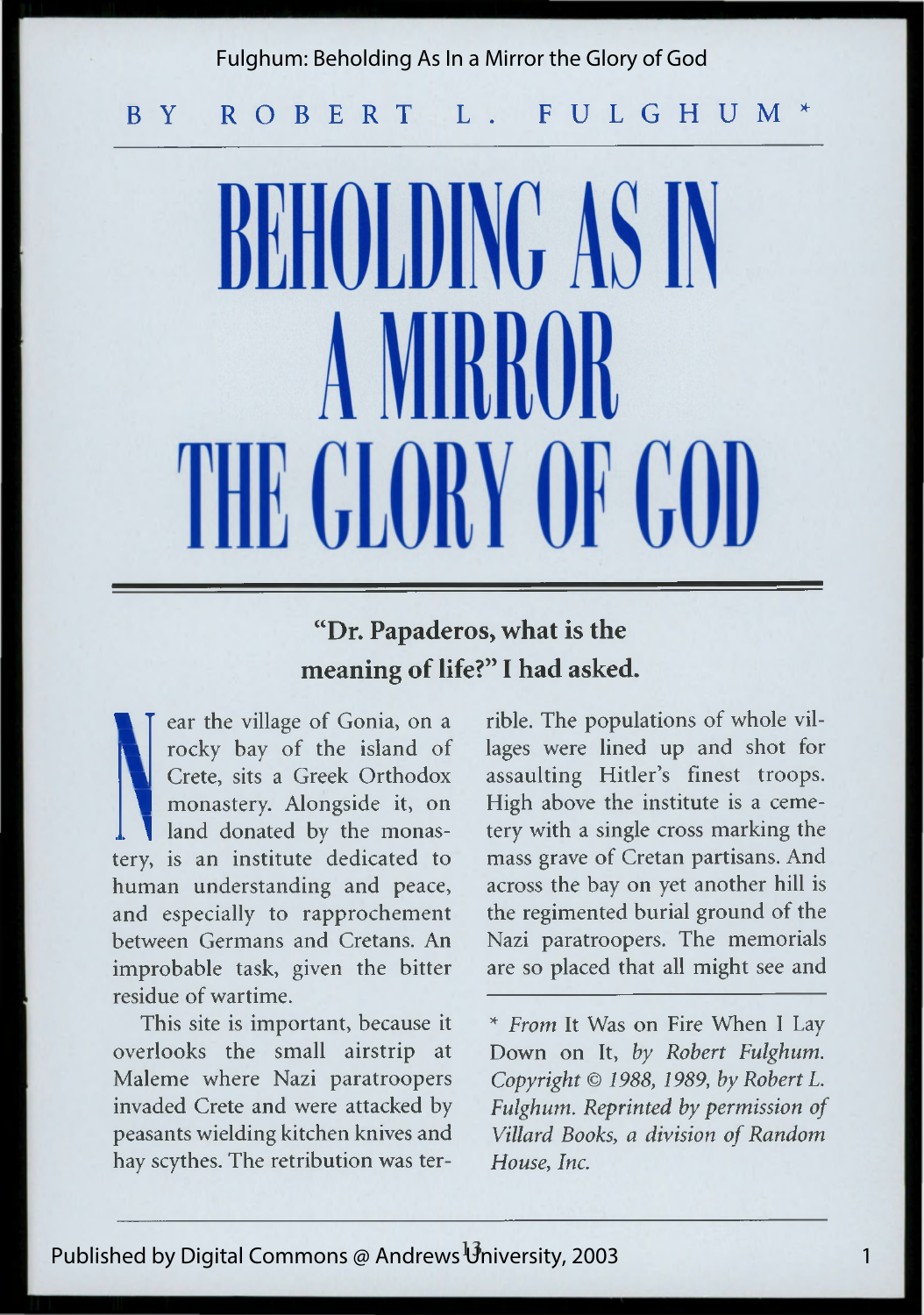BY ROBERT L. FULGHUM*

# BEHOLDING AS IN A MIRROR THE GLORY OF GOD

**"Dr. Papaderos, what is the meaning of life?" I had asked.**

Near the village of Gonia, on a rocky bay of the island of Crete, sits a Greek Orthodox monastery. Alongside it, on land donated by the monastery, is an institute dedicated to human understanding and peace, and especially to rapprochement between Germans and Cretans. An improbable task, given the bitter residue of wartime.

This site is important, because it overlooks the small airstrip at Maleme where Nazi paratroopers invaded Crete and were attacked by peasants wielding kitchen knives and hay scythes. The retribution was terrible. The populations of whole villages were lined up and shot for assaulting Hitler's finest troops. High above the institute is a cemetery with a single cross marking the mass grave of Cretan partisans. And across the bay on yet another hill is the regimented burial ground of the Nazi paratroopers. The memorials are so placed that all might see and

---

* *From* It Was on Fire When I Lay Down on It, *by Robert Fulghum. Copyright © 1988, 1989, by Robert L. Fulghum. Reprinted by permission of Villard Books, a division of Random House, Inc.*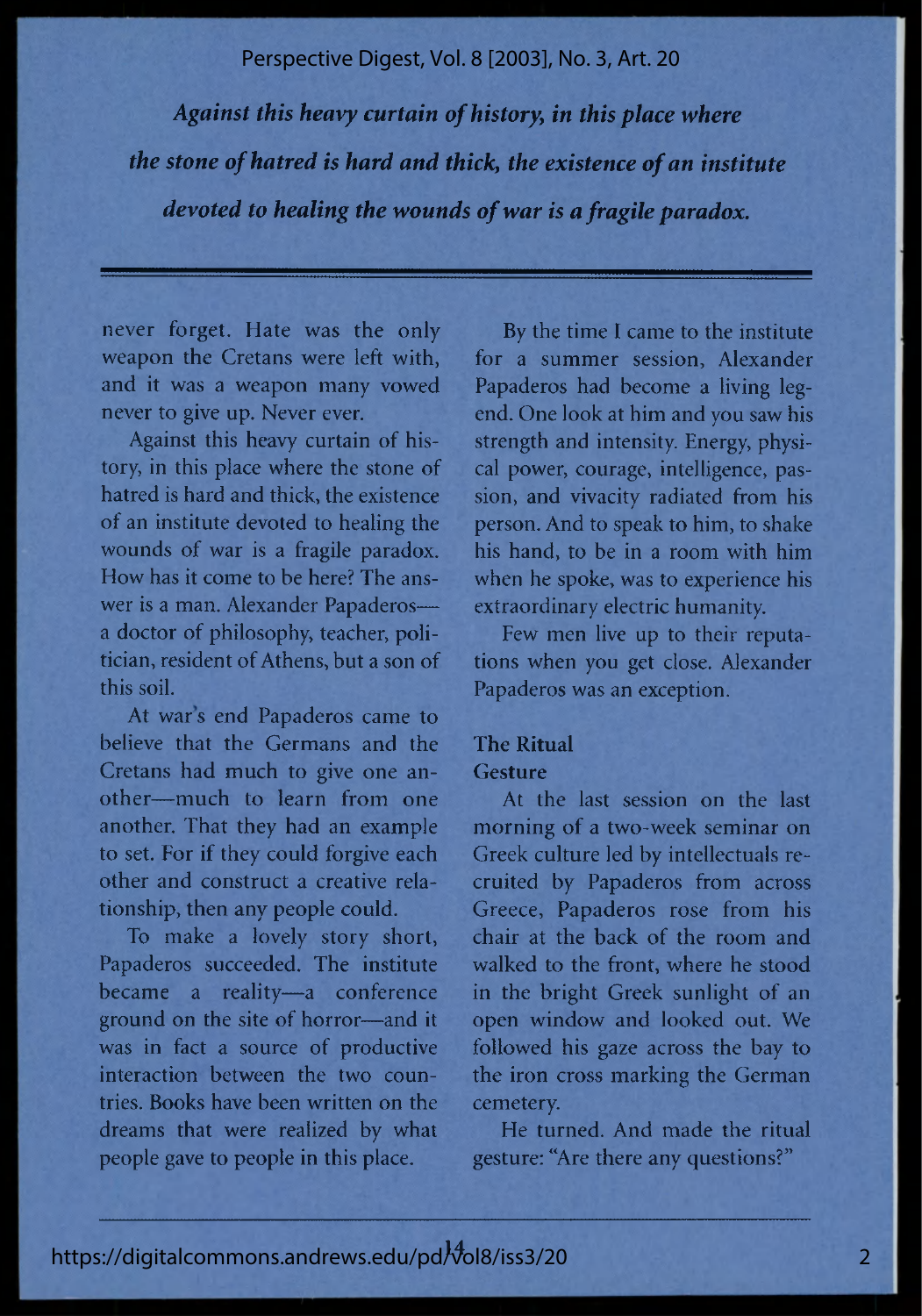*Against this heavy curtain of history, in this place where the stone of hatred is hard and thick, the existence of an institute devoted to healing the wounds of war is a fragile paradox.*

never forget. Hate was the only weapon the Cretans were left with, and it was a weapon many vowed never to give up. Never ever.

Against this heavy curtain of history, in this place where the stone of hatred is hard and thick, the existence of an institute devoted to healing the wounds of war is a fragile paradox. How has it come to be here? The answer is a man. Alexander Papaderos—a doctor of philosophy, teacher, politician, resident of Athens, but a son of this soil.

At war's end Papaderos came to believe that the Germans and the Cretans had much to give one another—much to learn from one another. That they had an example to set. For if they could forgive each other and construct a creative relationship, then any people could.

To make a lovely story short, Papaderos succeeded. The institute became a reality—a conference ground on the site of horror—and it was in fact a source of productive interaction between the two countries. Books have been written on the dreams that were realized by what people gave to people in this place.

By the time I came to the institute for a summer session, Alexander Papaderos had become a living legend. One look at him and you saw his strength and intensity. Energy, physical power, courage, intelligence, passion, and vivacity radiated from his person. And to speak to him, to shake his hand, to be in a room with him when he spoke, was to experience his extraordinary electric humanity.

Few men live up to their reputations when you get close. Alexander Papaderos was an exception.

### The Ritual Gesture

At the last session on the last morning of a two-week seminar on Greek culture led by intellectuals recruited by Papaderos from across Greece, Papaderos rose from his chair at the back of the room and walked to the front, where he stood in the bright Greek sunlight of an open window and looked out. We followed his gaze across the bay to the iron cross marking the German cemetery.

He turned. And made the ritual gesture: "Are there any questions?"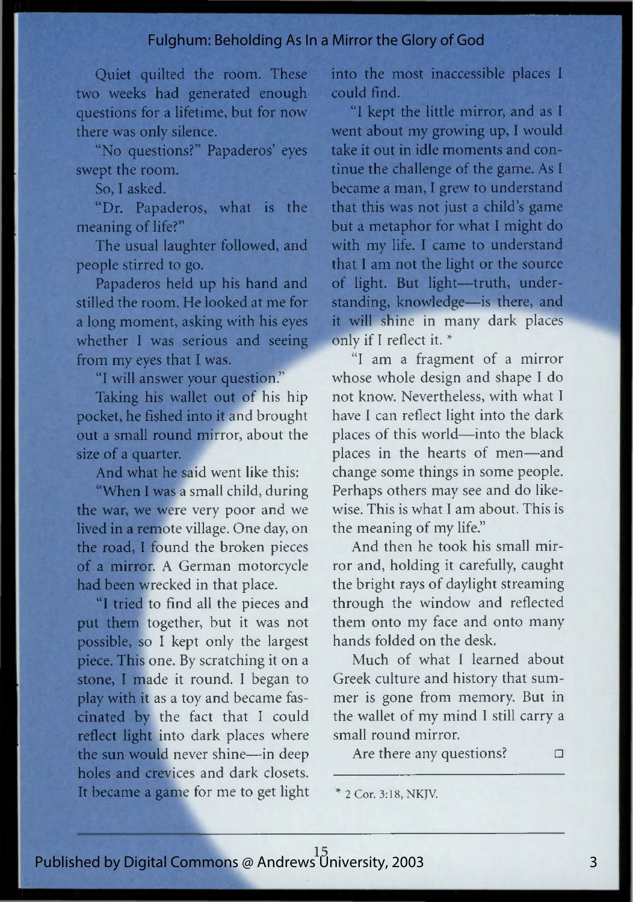Quiet quilted the room. These two weeks had generated enough questions for a lifetime, but for now there was only silence.

"No questions?" Papaderos' eyes swept the room.

So, I asked.

"Dr. Papaderos, what is the meaning of life?"

The usual laughter followed, and people stirred to go.

Papaderos held up his hand and stilled the room. He looked at me for a long moment, asking with his eyes whether I was serious and seeing from my eyes that I was.

"I will answer your question."

Taking his wallet out of his hip pocket, he fished into it and brought out a small round mirror, about the size of a quarter.

And what he said went like this:

"When I was a small child, during the war, we were very poor and we lived in a remote village. One day, on the road, I found the broken pieces of a mirror. A German motorcycle had been wrecked in that place.

"I tried to find all the pieces and put them together, but it was not possible, so I kept only the largest piece. This one. By scratching it on a stone, I made it round. I began to play with it as a toy and became fascinated by the fact that I could reflect light into dark places where the sun would never shine—in deep holes and crevices and dark closets. It became a game for me to get light into the most inaccessible places I could find.

"I kept the little mirror, and as I went about my growing up, I would take it out in idle moments and continue the challenge of the game. As I became a man, I grew to understand that this was not just a child's game but a metaphor for what I might do with my life. I came to understand that I am not the light or the source of light. But light—truth, understanding, knowledge—is there, and it will shine in many dark places only if I reflect it. *

"I am a fragment of a mirror whose whole design and shape I do not know. Nevertheless, with what I have I can reflect light into the dark places of this world—into the black places in the hearts of men—and change some things in some people. Perhaps others may see and do likewise. This is what I am about. This is the meaning of my life."

And then he took his small mirror and, holding it carefully, caught the bright rays of daylight streaming through the window and reflected them onto my face and onto many hands folded on the desk.

Much of what I learned about Greek culture and history that summer is gone from memory. But in the wallet of my mind I still carry a small round mirror.

Are there any questions? □

---

* 2 Cor. 3:18, NKJV.